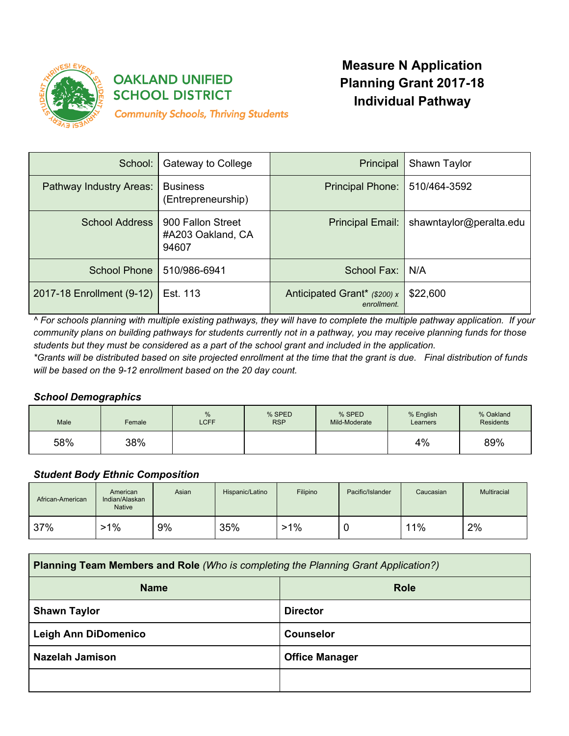OAKLAND UNIFIED SCHOOL DISTRICT
*Community Schools, Thriving Students*

# Measure N Application Planning Grant 2017-18 Individual Pathway

| School: | Gateway to College | Principal | Shawn Taylor |
|---|---|---|---|
| Pathway Industry Areas: | Business (Entrepreneurship) | Principal Phone: | 510/464-3592 |
| School Address | 900 Fallon Street #A203 Oakland, CA 94607 | Principal Email: | shawntaylor@peralta.edu |
| School Phone | 510/986-6941 | School Fax: | N/A |
| 2017-18 Enrollment (9-12) | Est. 113 | Anticipated Grant* *($200) x enrollment.* | $22,600 |

*^ For schools planning with multiple existing pathways, they will have to complete the multiple pathway application. If your community plans on building pathways for students currently not in a pathway, you may receive planning funds for those students but they must be considered as a part of the school grant and included in the application.*
*\*Grants will be distributed based on site projected enrollment at the time that the grant is due. Final distribution of funds will be based on the 9-12 enrollment based on the 20 day count.*

### *School Demographics*

| Male | Female | % LCFF | % SPED RSP | % SPED Mild-Moderate | % English Learners | % Oakland Residents |
|---|---|---|---|---|---|---|
| 58% | 38% | | | | 4% | 89% |

### *Student Body Ethnic Composition*

| African-American | American Indian/Alaskan Native | Asian | Hispanic/Latino | Filipino | Pacific/Islander | Caucasian | Multiracial |
|---|---|---|---|---|---|---|---|
| 37% | >1% | 9% | 35% | >1% | 0 | 11% | 2% |

| **Planning Team Members and Role** *(Who is completing the Planning Grant Application?)* | |
|---|---|
| **Name** | **Role** |
| **Shawn Taylor** | **Director** |
| **Leigh Ann DiDomenico** | **Counselor** |
| **Nazelah Jamison** | **Office Manager** |
| | |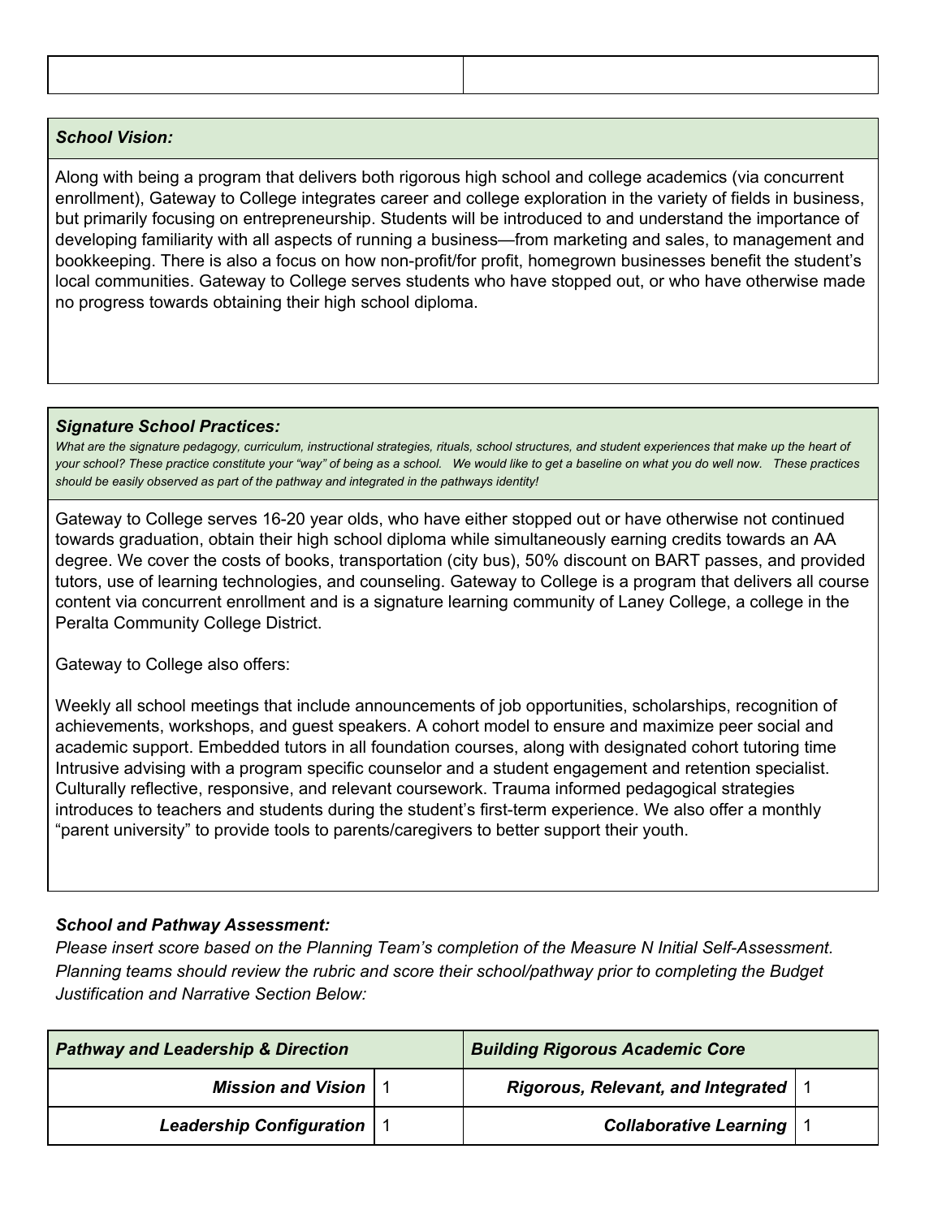| | |
|---|---|
| | |

***School Vision:***

Along with being a program that delivers both rigorous high school and college academics (via concurrent enrollment), Gateway to College integrates career and college exploration in the variety of fields in business, but primarily focusing on entrepreneurship. Students will be introduced to and understand the importance of developing familiarity with all aspects of running a business—from marketing and sales, to management and bookkeeping. There is also a focus on how non-profit/for profit, homegrown businesses benefit the student's local communities. Gateway to College serves students who have stopped out, or who have otherwise made no progress towards obtaining their high school diploma.

***Signature School Practices:***

*What are the signature pedagogy, curriculum, instructional strategies, rituals, school structures, and student experiences that make up the heart of your school? These practice constitute your "way" of being as a school. We would like to get a baseline on what you do well now. These practices should be easily observed as part of the pathway and integrated in the pathways identity!*

Gateway to College serves 16-20 year olds, who have either stopped out or have otherwise not continued towards graduation, obtain their high school diploma while simultaneously earning credits towards an AA degree. We cover the costs of books, transportation (city bus), 50% discount on BART passes, and provided tutors, use of learning technologies, and counseling. Gateway to College is a program that delivers all course content via concurrent enrollment and is a signature learning community of Laney College, a college in the Peralta Community College District.

Gateway to College also offers:

Weekly all school meetings that include announcements of job opportunities, scholarships, recognition of achievements, workshops, and guest speakers. A cohort model to ensure and maximize peer social and academic support. Embedded tutors in all foundation courses, along with designated cohort tutoring time Intrusive advising with a program specific counselor and a student engagement and retention specialist. Culturally reflective, responsive, and relevant coursework. Trauma informed pedagogical strategies introduces to teachers and students during the student's first-term experience. We also offer a monthly "parent university" to provide tools to parents/caregivers to better support their youth.

***School and Pathway Assessment:***

*Please insert score based on the Planning Team's completion of the Measure N Initial Self-Assessment. Planning teams should review the rubric and score their school/pathway prior to completing the Budget Justification and Narrative Section Below:*

| ***Pathway and Leadership & Direction*** | | ***Building Rigorous Academic Core*** | |
|---|---|---|---|
| ***Mission and Vision*** | 1 | ***Rigorous, Relevant, and Integrated*** | 1 |
| ***Leadership Configuration*** | 1 | ***Collaborative Learning*** | 1 |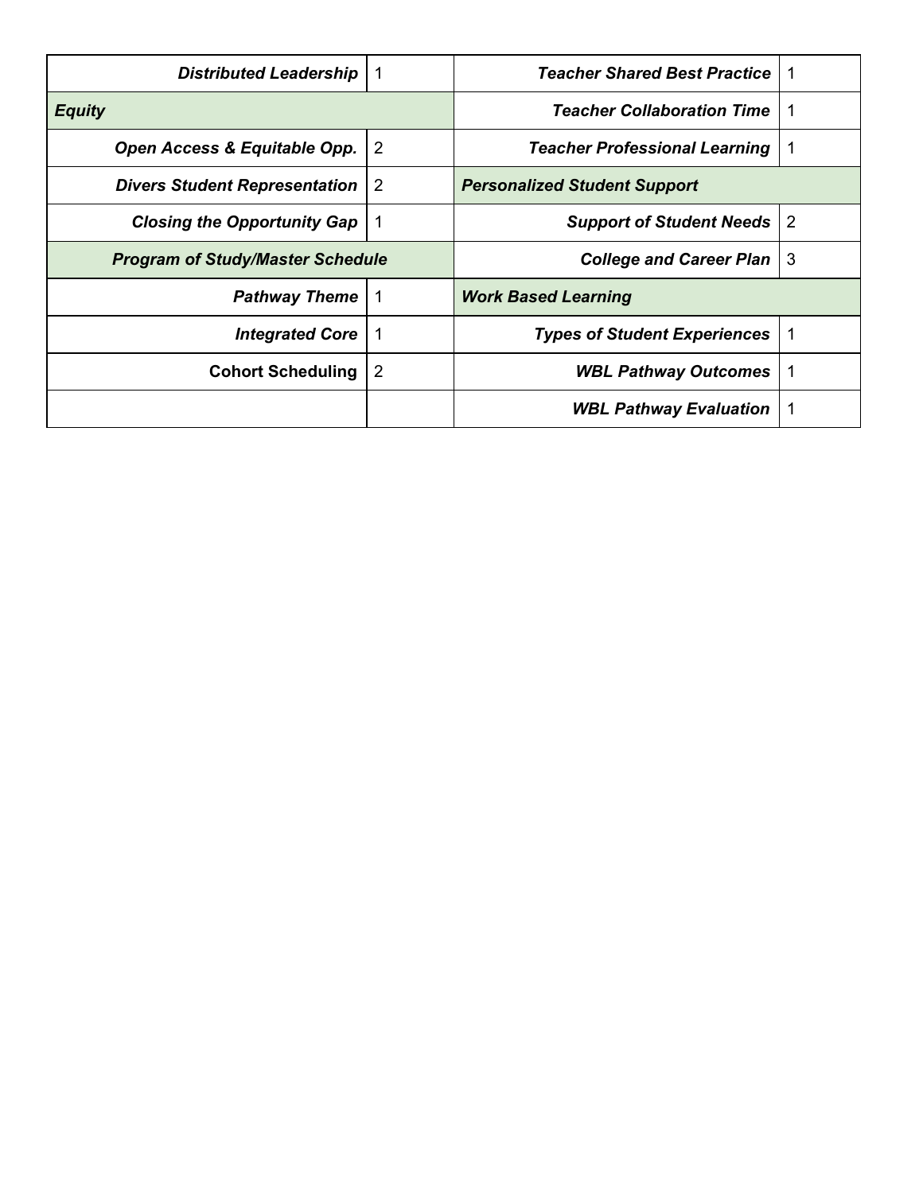| | | | |
|---|---|---|---|
| ***Distributed Leadership*** | 1 | ***Teacher Shared Best Practice*** | 1 |
| ***Equity*** | | ***Teacher Collaboration Time*** | 1 |
| ***Open Access & Equitable Opp.*** | 2 | ***Teacher Professional Learning*** | 1 |
| ***Divers Student Representation*** | 2 | ***Personalized Student Support*** | |
| ***Closing the Opportunity Gap*** | 1 | ***Support of Student Needs*** | 2 |
| ***Program of Study/Master Schedule*** | | ***College and Career Plan*** | 3 |
| ***Pathway Theme*** | 1 | ***Work Based Learning*** | |
| ***Integrated Core*** | 1 | ***Types of Student Experiences*** | 1 |
| **Cohort Scheduling** | 2 | ***WBL Pathway Outcomes*** | 1 |
| | | ***WBL Pathway Evaluation*** | 1 |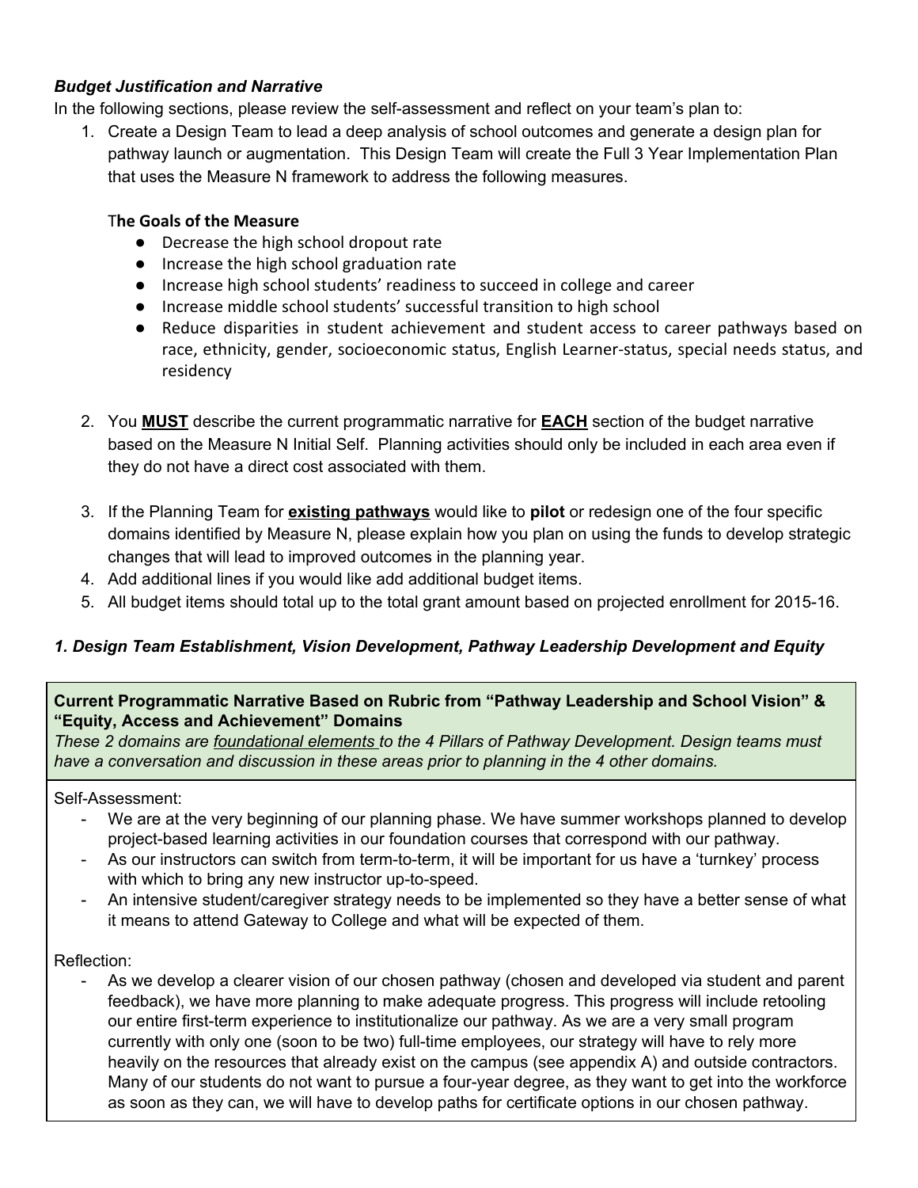***Budget Justification and Narrative***

In the following sections, please review the self-assessment and reflect on your team's plan to:

1. Create a Design Team to lead a deep analysis of school outcomes and generate a design plan for pathway launch or augmentation. This Design Team will create the Full 3 Year Implementation Plan that uses the Measure N framework to address the following measures.

   **The Goals of the Measure**

   - Decrease the high school dropout rate
   - Increase the high school graduation rate
   - Increase high school students' readiness to succeed in college and career
   - Increase middle school students' successful transition to high school
   - Reduce disparities in student achievement and student access to career pathways based on race, ethnicity, gender, socioeconomic status, English Learner-status, special needs status, and residency

2. You <u>**MUST**</u> describe the current programmatic narrative for <u>**EACH**</u> section of the budget narrative based on the Measure N Initial Self. Planning activities should only be included in each area even if they do not have a direct cost associated with them.

3. If the Planning Team for <u>**existing pathways**</u> would like to **pilot** or redesign one of the four specific domains identified by Measure N, please explain how you plan on using the funds to develop strategic changes that will lead to improved outcomes in the planning year.
4. Add additional lines if you would like add additional budget items.
5. All budget items should total up to the total grant amount based on projected enrollment for 2015-16.

### *1. Design Team Establishment, Vision Development, Pathway Leadership Development and Equity*

**Current Programmatic Narrative Based on Rubric from "Pathway Leadership and School Vision" & "Equity, Access and Achievement" Domains**

*These 2 domains are <u>foundational elements</u> to the 4 Pillars of Pathway Development. Design teams must have a conversation and discussion in these areas prior to planning in the 4 other domains.*

Self-Assessment:

- We are at the very beginning of our planning phase. We have summer workshops planned to develop project-based learning activities in our foundation courses that correspond with our pathway.
- As our instructors can switch from term-to-term, it will be important for us have a 'turnkey' process with which to bring any new instructor up-to-speed.
- An intensive student/caregiver strategy needs to be implemented so they have a better sense of what it means to attend Gateway to College and what will be expected of them.

Reflection:

- As we develop a clearer vision of our chosen pathway (chosen and developed via student and parent feedback), we have more planning to make adequate progress. This progress will include retooling our entire first-term experience to institutionalize our pathway. As we are a very small program currently with only one (soon to be two) full-time employees, our strategy will have to rely more heavily on the resources that already exist on the campus (see appendix A) and outside contractors. Many of our students do not want to pursue a four-year degree, as they want to get into the workforce as soon as they can, we will have to develop paths for certificate options in our chosen pathway.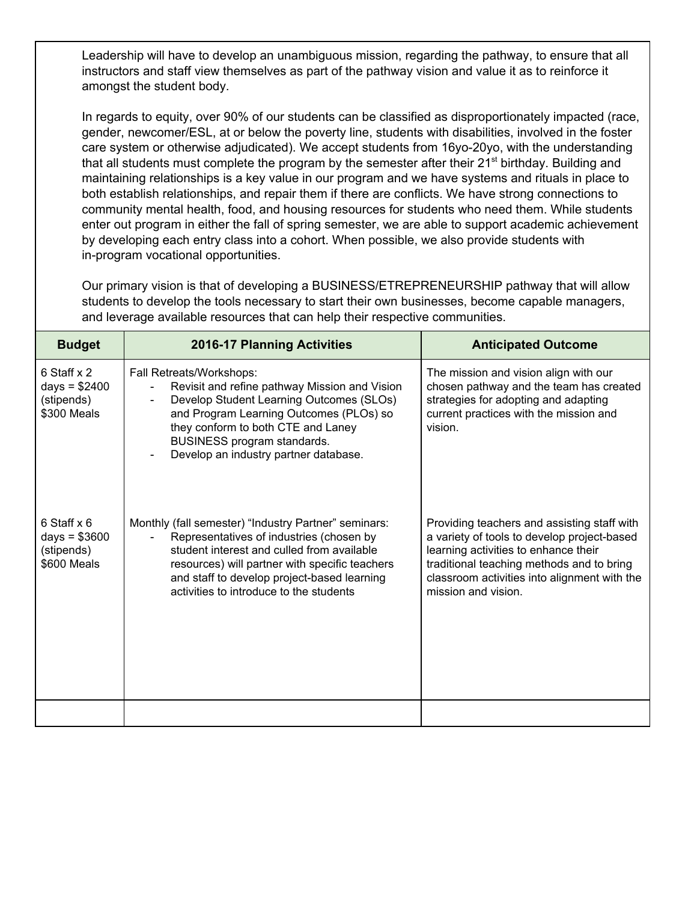Leadership will have to develop an unambiguous mission, regarding the pathway, to ensure that all instructors and staff view themselves as part of the pathway vision and value it as to reinforce it amongst the student body.

In regards to equity, over 90% of our students can be classified as disproportionately impacted (race, gender, newcomer/ESL, at or below the poverty line, students with disabilities, involved in the foster care system or otherwise adjudicated). We accept students from 16yo-20yo, with the understanding that all students must complete the program by the semester after their 21st birthday. Building and maintaining relationships is a key value in our program and we have systems and rituals in place to both establish relationships, and repair them if there are conflicts. We have strong connections to community mental health, food, and housing resources for students who need them. While students enter out program in either the fall of spring semester, we are able to support academic achievement by developing each entry class into a cohort. When possible, we also provide students with in-program vocational opportunities.

Our primary vision is that of developing a BUSINESS/ETREPRENEURSHIP pathway that will allow students to develop the tools necessary to start their own businesses, become capable managers, and leverage available resources that can help their respective communities.

| Budget | 2016-17 Planning Activities | Anticipated Outcome |
|---|---|---|
| 6 Staff x 2 days = $2400 (stipends)<br>$300 Meals | Fall Retreats/Workshops:<br>- Revisit and refine pathway Mission and Vision<br>- Develop Student Learning Outcomes (SLOs) and Program Learning Outcomes (PLOs) so they conform to both CTE and Laney BUSINESS program standards.<br>- Develop an industry partner database. | The mission and vision align with our chosen pathway and the team has created strategies for adopting and adapting current practices with the mission and vision. |
| 6 Staff x 6 days = $3600 (stipends)<br>$600 Meals | Monthly (fall semester) "Industry Partner" seminars:<br>- Representatives of industries (chosen by student interest and culled from available resources) will partner with specific teachers and staff to develop project-based learning activities to introduce to the students | Providing teachers and assisting staff with a variety of tools to develop project-based learning activities to enhance their traditional teaching methods and to bring classroom activities into alignment with the mission and vision. |
| | | |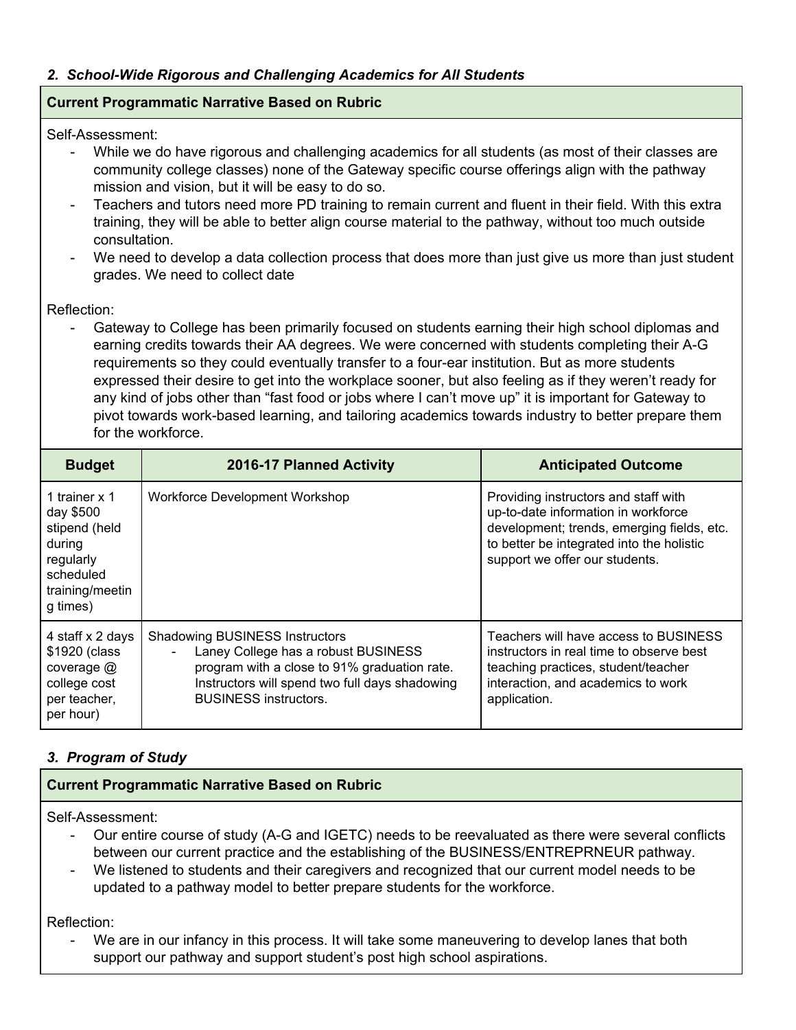### *2. School-Wide Rigorous and Challenging Academics for All Students*

**Current Programmatic Narrative Based on Rubric**

Self-Assessment:

- While we do have rigorous and challenging academics for all students (as most of their classes are community college classes) none of the Gateway specific course offerings align with the pathway mission and vision, but it will be easy to do so.
- Teachers and tutors need more PD training to remain current and fluent in their field. With this extra training, they will be able to better align course material to the pathway, without too much outside consultation.
- We need to develop a data collection process that does more than just give us more than just student grades. We need to collect date

Reflection:

- Gateway to College has been primarily focused on students earning their high school diplomas and earning credits towards their AA degrees. We were concerned with students completing their A-G requirements so they could eventually transfer to a four-ear institution. But as more students expressed their desire to get into the workplace sooner, but also feeling as if they weren't ready for any kind of jobs other than "fast food or jobs where I can't move up" it is important for Gateway to pivot towards work-based learning, and tailoring academics towards industry to better prepare them for the workforce.

| Budget | 2016-17 Planned Activity | Anticipated Outcome |
|---|---|---|
| 1 trainer x 1 day $500 stipend (held during regularly scheduled training/meeting times) | Workforce Development Workshop | Providing instructors and staff with up-to-date information in workforce development; trends, emerging fields, etc. to better be integrated into the holistic support we offer our students. |
| 4 staff x 2 days $1920 (class coverage @ college cost per teacher, per hour) | Shadowing BUSINESS Instructors<br>- Laney College has a robust BUSINESS program with a close to 91% graduation rate. Instructors will spend two full days shadowing BUSINESS instructors. | Teachers will have access to BUSINESS instructors in real time to observe best teaching practices, student/teacher interaction, and academics to work application. |

### *3. Program of Study*

**Current Programmatic Narrative Based on Rubric**

Self-Assessment:

- Our entire course of study (A-G and IGETC) needs to be reevaluated as there were several conflicts between our current practice and the establishing of the BUSINESS/ENTREPRNEUR pathway.
- We listened to students and their caregivers and recognized that our current model needs to be updated to a pathway model to better prepare students for the workforce.

Reflection:

- We are in our infancy in this process. It will take some maneuvering to develop lanes that both support our pathway and support student's post high school aspirations.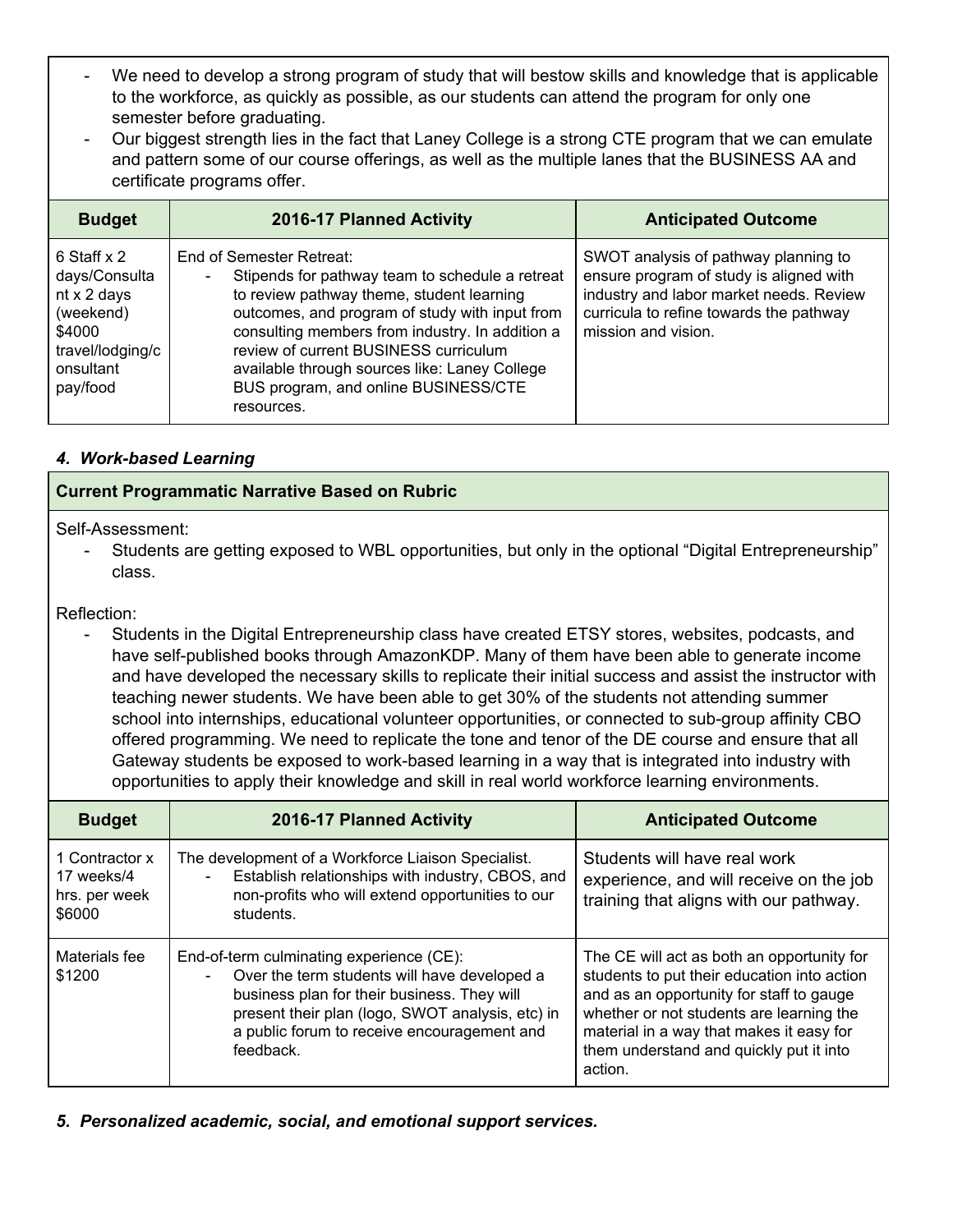- We need to develop a strong program of study that will bestow skills and knowledge that is applicable to the workforce, as quickly as possible, as our students can attend the program for only one semester before graduating.
- Our biggest strength lies in the fact that Laney College is a strong CTE program that we can emulate and pattern some of our course offerings, as well as the multiple lanes that the BUSINESS AA and certificate programs offer.

| Budget | 2016-17 Planned Activity | Anticipated Outcome |
|---|---|---|
| 6 Staff x 2 days/Consultant x 2 days (weekend) $4000 travel/lodging/consultant pay/food | End of Semester Retreat:<br>- Stipends for pathway team to schedule a retreat to review pathway theme, student learning outcomes, and program of study with input from consulting members from industry. In addition a review of current BUSINESS curriculum available through sources like: Laney College BUS program, and online BUSINESS/CTE resources. | SWOT analysis of pathway planning to ensure program of study is aligned with industry and labor market needs. Review curricula to refine towards the pathway mission and vision. |

### *4. Work-based Learning*

**Current Programmatic Narrative Based on Rubric**

Self-Assessment:

- Students are getting exposed to WBL opportunities, but only in the optional "Digital Entrepreneurship" class.

Reflection:

- Students in the Digital Entrepreneurship class have created ETSY stores, websites, podcasts, and have self-published books through AmazonKDP. Many of them have been able to generate income and have developed the necessary skills to replicate their initial success and assist the instructor with teaching newer students. We have been able to get 30% of the students not attending summer school into internships, educational volunteer opportunities, or connected to sub-group affinity CBO offered programming. We need to replicate the tone and tenor of the DE course and ensure that all Gateway students be exposed to work-based learning in a way that is integrated into industry with opportunities to apply their knowledge and skill in real world workforce learning environments.

| Budget | 2016-17 Planned Activity | Anticipated Outcome |
|---|---|---|
| 1 Contractor x 17 weeks/4 hrs. per week $6000 | The development of a Workforce Liaison Specialist.<br>- Establish relationships with industry, CBOS, and non-profits who will extend opportunities to our students. | Students will have real work experience, and will receive on the job training that aligns with our pathway. |
| Materials fee $1200 | End-of-term culminating experience (CE):<br>- Over the term students will have developed a business plan for their business. They will present their plan (logo, SWOT analysis, etc) in a public forum to receive encouragement and feedback. | The CE will act as both an opportunity for students to put their education into action and as an opportunity for staff to gauge whether or not students are learning the material in a way that makes it easy for them understand and quickly put it into action. |

### *5. Personalized academic, social, and emotional support services.*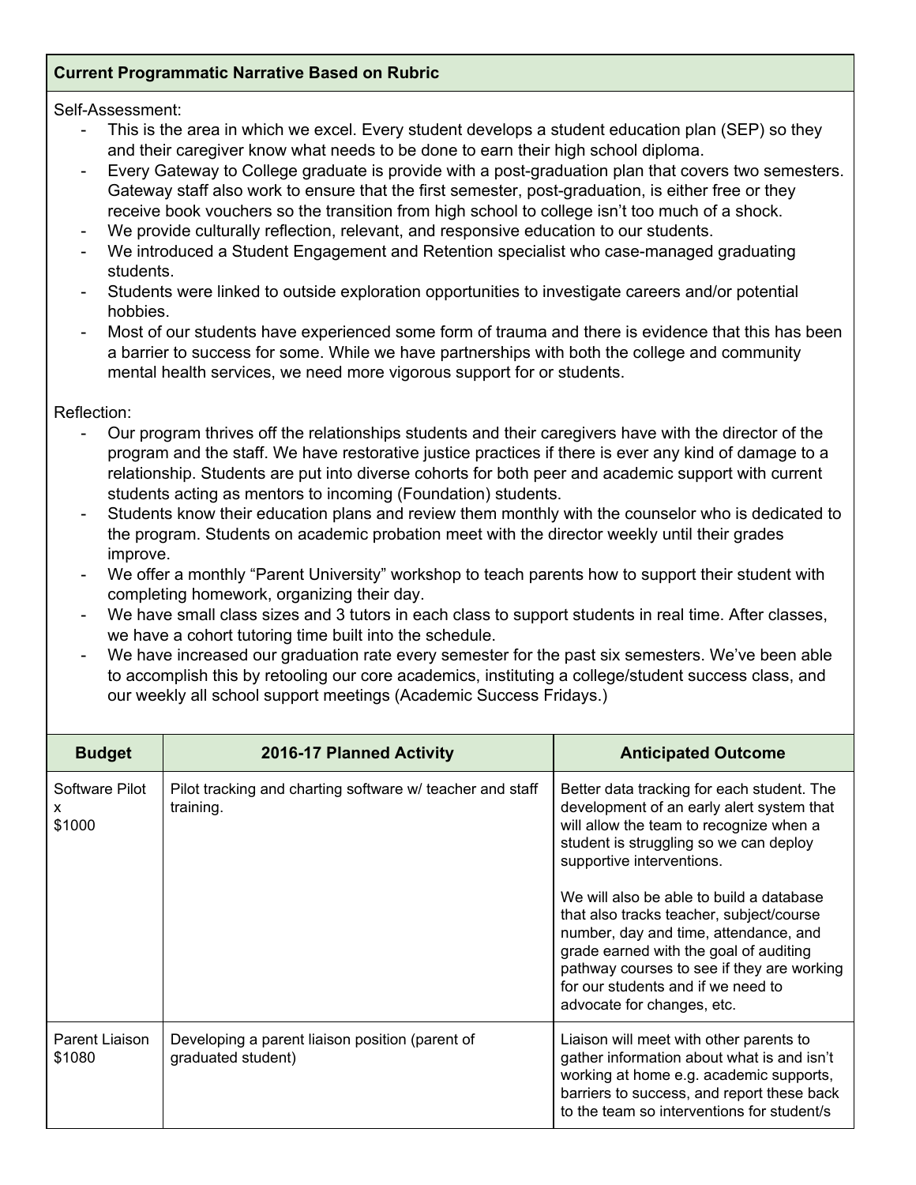**Current Programmatic Narrative Based on Rubric**

Self-Assessment:

- This is the area in which we excel. Every student develops a student education plan (SEP) so they and their caregiver know what needs to be done to earn their high school diploma.
- Every Gateway to College graduate is provide with a post-graduation plan that covers two semesters. Gateway staff also work to ensure that the first semester, post-graduation, is either free or they receive book vouchers so the transition from high school to college isn't too much of a shock.
- We provide culturally reflection, relevant, and responsive education to our students.
- We introduced a Student Engagement and Retention specialist who case-managed graduating students.
- Students were linked to outside exploration opportunities to investigate careers and/or potential hobbies.
- Most of our students have experienced some form of trauma and there is evidence that this has been a barrier to success for some. While we have partnerships with both the college and community mental health services, we need more vigorous support for or students.

Reflection:

- Our program thrives off the relationships students and their caregivers have with the director of the program and the staff. We have restorative justice practices if there is ever any kind of damage to a relationship. Students are put into diverse cohorts for both peer and academic support with current students acting as mentors to incoming (Foundation) students.
- Students know their education plans and review them monthly with the counselor who is dedicated to the program. Students on academic probation meet with the director weekly until their grades improve.
- We offer a monthly "Parent University" workshop to teach parents how to support their student with completing homework, organizing their day.
- We have small class sizes and 3 tutors in each class to support students in real time. After classes, we have a cohort tutoring time built into the schedule.
- We have increased our graduation rate every semester for the past six semesters. We've been able to accomplish this by retooling our core academics, instituting a college/student success class, and our weekly all school support meetings (Academic Success Fridays.)

| Budget | 2016-17 Planned Activity | Anticipated Outcome |
|---|---|---|
| Software Pilot x $1000 | Pilot tracking and charting software w/ teacher and staff training. | Better data tracking for each student. The development of an early alert system that will allow the team to recognize when a student is struggling so we can deploy supportive interventions.<br><br>We will also be able to build a database that also tracks teacher, subject/course number, day and time, attendance, and grade earned with the goal of auditing pathway courses to see if they are working for our students and if we need to advocate for changes, etc. |
| Parent Liaison $1080 | Developing a parent liaison position (parent of graduated student) | Liaison will meet with other parents to gather information about what is and isn't working at home e.g. academic supports, barriers to success, and report these back to the team so interventions for student/s |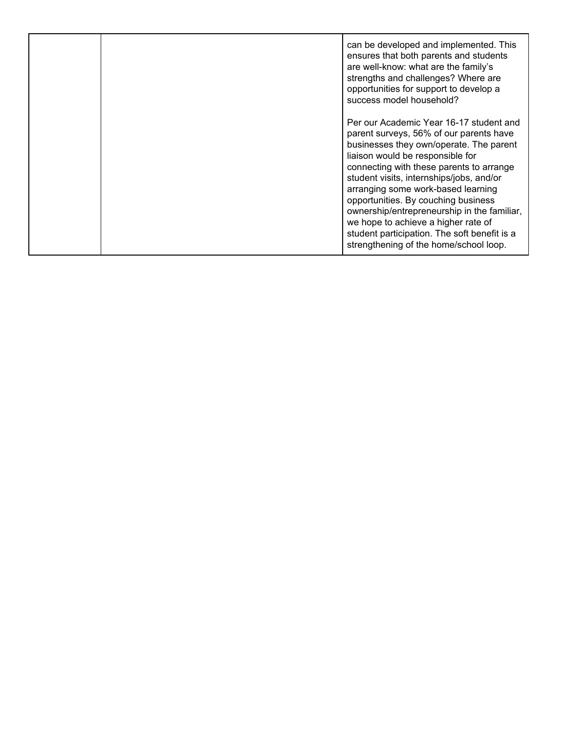| | | |
|---|---|---|
| | | can be developed and implemented. This ensures that both parents and students are well-know: what are the family's strengths and challenges? Where are opportunities for support to develop a success model household?<br><br>Per our Academic Year 16-17 student and parent surveys, 56% of our parents have businesses they own/operate. The parent liaison would be responsible for connecting with these parents to arrange student visits, internships/jobs, and/or arranging some work-based learning opportunities. By couching business ownership/entrepreneurship in the familiar, we hope to achieve a higher rate of student participation. The soft benefit is a strengthening of the home/school loop. |